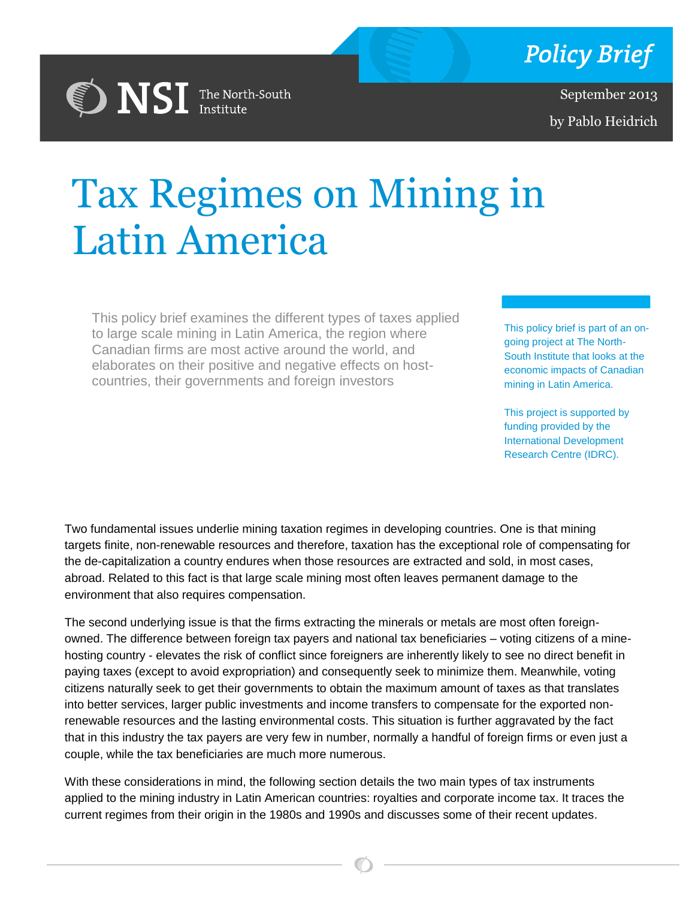NSI The North-South Institute

**Policy Brief**

September 2013

by Pablo Heidrich

# Tax Regimes on Mining in Latin America

This policy brief examines the different types of taxes applied to large scale mining in Latin America, the region where Canadian firms are most active around the world, and elaborates on their positive and negative effects on host-countries, their governments and foreign investors

This policy brief is part of an on-going project at The North-South Institute that looks at the economic impacts of Canadian mining in Latin America.

This project is supported by funding provided by the International Development Research Centre (IDRC).

Two fundamental issues underlie mining taxation regimes in developing countries. One is that mining targets finite, non-renewable resources and therefore, taxation has the exceptional role of compensating for the de-capitalization a country endures when those resources are extracted and sold, in most cases, abroad. Related to this fact is that large scale mining most often leaves permanent damage to the environment that also requires compensation.

The second underlying issue is that the firms extracting the minerals or metals are most often foreign-owned. The difference between foreign tax payers and national tax beneficiaries – voting citizens of a mine-hosting country - elevates the risk of conflict since foreigners are inherently likely to see no direct benefit in paying taxes (except to avoid expropriation) and consequently seek to minimize them. Meanwhile, voting citizens naturally seek to get their governments to obtain the maximum amount of taxes as that translates into better services, larger public investments and income transfers to compensate for the exported non-renewable resources and the lasting environmental costs. This situation is further aggravated by the fact that in this industry the tax payers are very few in number, normally a handful of foreign firms or even just a couple, while the tax beneficiaries are much more numerous.

With these considerations in mind, the following section details the two main types of tax instruments applied to the mining industry in Latin American countries: royalties and corporate income tax. It traces the current regimes from their origin in the 1980s and 1990s and discusses some of their recent updates.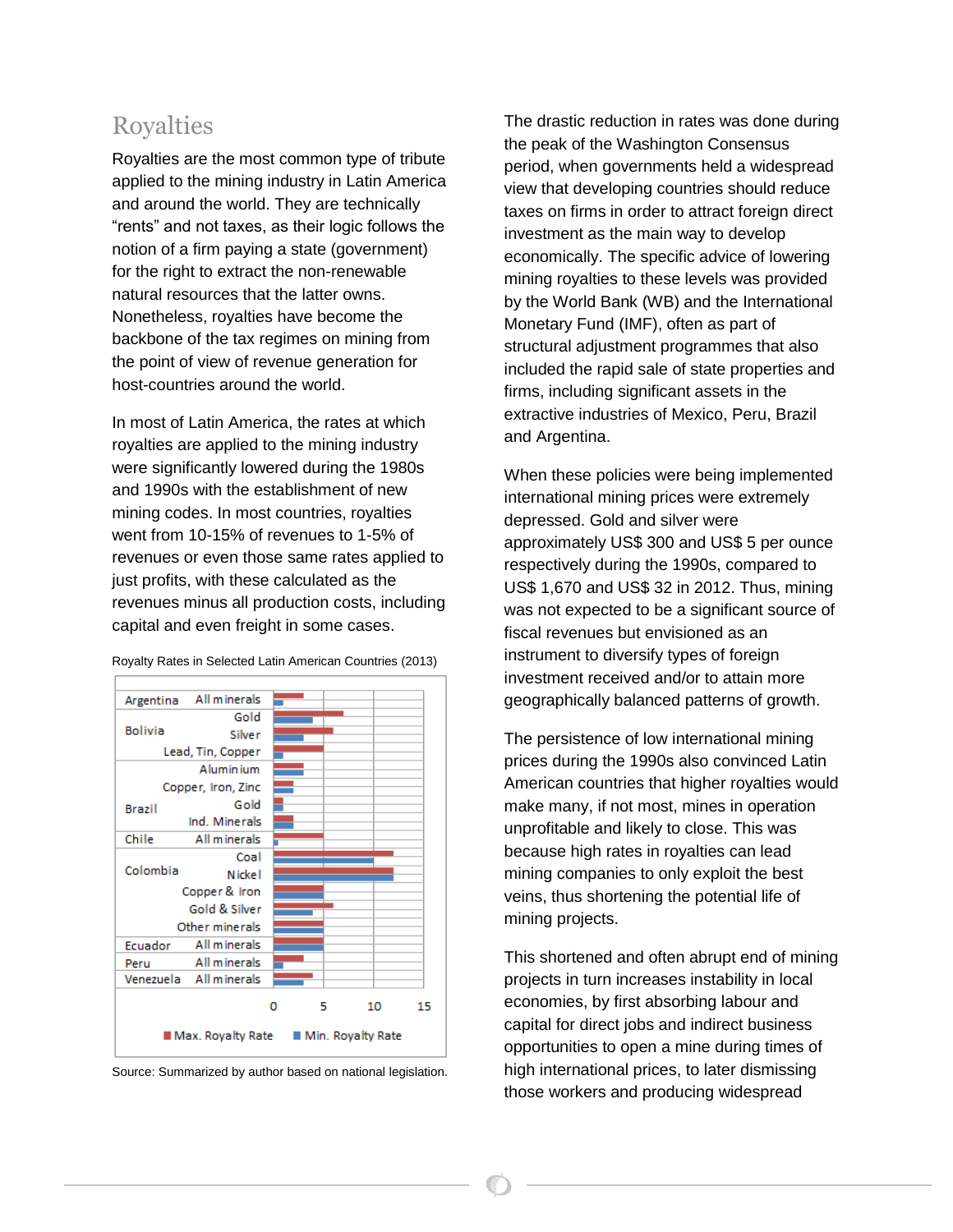## Royalties

Royalties are the most common type of tribute applied to the mining industry in Latin America and around the world. They are technically "rents" and not taxes, as their logic follows the notion of a firm paying a state (government) for the right to extract the non-renewable natural resources that the latter owns. Nonetheless, royalties have become the backbone of the tax regimes on mining from the point of view of revenue generation for host-countries around the world.

In most of Latin America, the rates at which royalties are applied to the mining industry were significantly lowered during the 1980s and 1990s with the establishment of new mining codes. In most countries, royalties went from 10-15% of revenues to 1-5% of revenues or even those same rates applied to just profits, with these calculated as the revenues minus all production costs, including capital and even freight in some cases.

Royalty Rates in Selected Latin American Countries (2013)

Source: Summarized by author based on national legislation.

The drastic reduction in rates was done during the peak of the Washington Consensus period, when governments held a widespread view that developing countries should reduce taxes on firms in order to attract foreign direct investment as the main way to develop economically. The specific advice of lowering mining royalties to these levels was provided by the World Bank (WB) and the International Monetary Fund (IMF), often as part of structural adjustment programmes that also included the rapid sale of state properties and firms, including significant assets in the extractive industries of Mexico, Peru, Brazil and Argentina.

When these policies were being implemented international mining prices were extremely depressed. Gold and silver were approximately US$ 300 and US$ 5 per ounce respectively during the 1990s, compared to US$ 1,670 and US$ 32 in 2012. Thus, mining was not expected to be a significant source of fiscal revenues but envisioned as an instrument to diversify types of foreign investment received and/or to attain more geographically balanced patterns of growth.

The persistence of low international mining prices during the 1990s also convinced Latin American countries that higher royalties would make many, if not most, mines in operation unprofitable and likely to close. This was because high rates in royalties can lead mining companies to only exploit the best veins, thus shortening the potential life of mining projects.

This shortened and often abrupt end of mining projects in turn increases instability in local economies, by first absorbing labour and capital for direct jobs and indirect business opportunities to open a mine during times of high international prices, to later dismissing those workers and producing widespread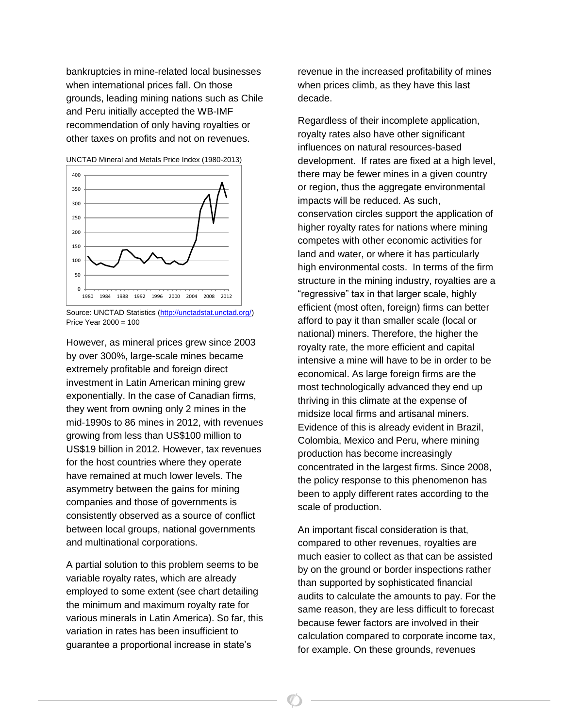bankruptcies in mine-related local businesses when international prices fall. On those grounds, leading mining nations such as Chile and Peru initially accepted the WB-IMF recommendation of only having royalties or other taxes on profits and not on revenues.

UNCTAD Mineral and Metals Price Index (1980-2013)

Source: UNCTAD Statistics (http://unctadstat.unctad.org/)
Price Year 2000 = 100

However, as mineral prices grew since 2003 by over 300%, large-scale mines became extremely profitable and foreign direct investment in Latin American mining grew exponentially. In the case of Canadian firms, they went from owning only 2 mines in the mid-1990s to 86 mines in 2012, with revenues growing from less than US$100 million to US$19 billion in 2012. However, tax revenues for the host countries where they operate have remained at much lower levels. The asymmetry between the gains for mining companies and those of governments is consistently observed as a source of conflict between local groups, national governments and multinational corporations.

A partial solution to this problem seems to be variable royalty rates, which are already employed to some extent (see chart detailing the minimum and maximum royalty rate for various minerals in Latin America). So far, this variation in rates has been insufficient to guarantee a proportional increase in state's revenue in the increased profitability of mines when prices climb, as they have this last decade.

Regardless of their incomplete application, royalty rates also have other significant influences on natural resources-based development. If rates are fixed at a high level, there may be fewer mines in a given country or region, thus the aggregate environmental impacts will be reduced. As such, conservation circles support the application of higher royalty rates for nations where mining competes with other economic activities for land and water, or where it has particularly high environmental costs. In terms of the firm structure in the mining industry, royalties are a "regressive" tax in that larger scale, highly efficient (most often, foreign) firms can better afford to pay it than smaller scale (local or national) miners. Therefore, the higher the royalty rate, the more efficient and capital intensive a mine will have to be in order to be economical. As large foreign firms are the most technologically advanced they end up thriving in this climate at the expense of midsize local firms and artisanal miners. Evidence of this is already evident in Brazil, Colombia, Mexico and Peru, where mining production has become increasingly concentrated in the largest firms. Since 2008, the policy response to this phenomenon has been to apply different rates according to the scale of production.

An important fiscal consideration is that, compared to other revenues, royalties are much easier to collect as that can be assisted by on the ground or border inspections rather than supported by sophisticated financial audits to calculate the amounts to pay. For the same reason, they are less difficult to forecast because fewer factors are involved in their calculation compared to corporate income tax, for example. On these grounds, revenues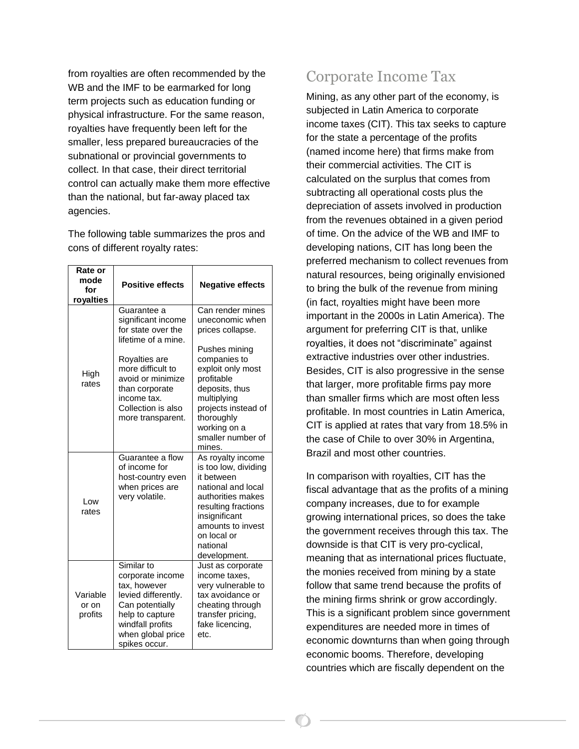from royalties are often recommended by the WB and the IMF to be earmarked for long term projects such as education funding or physical infrastructure. For the same reason, royalties have frequently been left for the smaller, less prepared bureaucracies of the subnational or provincial governments to collect. In that case, their direct territorial control can actually make them more effective than the national, but far-away placed tax agencies.

The following table summarizes the pros and cons of different royalty rates:

| Rate or mode for royalties | Positive effects | Negative effects |
|---|---|---|
| High rates | Guarantee a significant income for state over the lifetime of a mine.<br><br>Royalties are more difficult to avoid or minimize than corporate income tax. Collection is also more transparent. | Can render mines uneconomic when prices collapse.<br><br>Pushes mining companies to exploit only most profitable deposits, thus multiplying projects instead of thoroughly working on a smaller number of mines. |
| Low rates | Guarantee a flow of income for host-country even when prices are very volatile. | As royalty income is too low, dividing it between national and local authorities makes resulting fractions insignificant amounts to invest on local or national development. |
| Variable or on profits | Similar to corporate income tax, however levied differently. Can potentially help to capture windfall profits when global price spikes occur. | Just as corporate income taxes, very vulnerable to tax avoidance or cheating through transfer pricing, fake licencing, etc. |

## Corporate Income Tax

Mining, as any other part of the economy, is subjected in Latin America to corporate income taxes (CIT). This tax seeks to capture for the state a percentage of the profits (named income here) that firms make from their commercial activities. The CIT is calculated on the surplus that comes from subtracting all operational costs plus the depreciation of assets involved in production from the revenues obtained in a given period of time. On the advice of the WB and IMF to developing nations, CIT has long been the preferred mechanism to collect revenues from natural resources, being originally envisioned to bring the bulk of the revenue from mining (in fact, royalties might have been more important in the 2000s in Latin America). The argument for preferring CIT is that, unlike royalties, it does not "discriminate" against extractive industries over other industries. Besides, CIT is also progressive in the sense that larger, more profitable firms pay more than smaller firms which are most often less profitable. In most countries in Latin America, CIT is applied at rates that vary from 18.5% in the case of Chile to over 30% in Argentina, Brazil and most other countries.

In comparison with royalties, CIT has the fiscal advantage that as the profits of a mining company increases, due to for example growing international prices, so does the take the government receives through this tax. The downside is that CIT is very pro-cyclical, meaning that as international prices fluctuate, the monies received from mining by a state follow that same trend because the profits of the mining firms shrink or grow accordingly. This is a significant problem since government expenditures are needed more in times of economic downturns than when going through economic booms. Therefore, developing countries which are fiscally dependent on the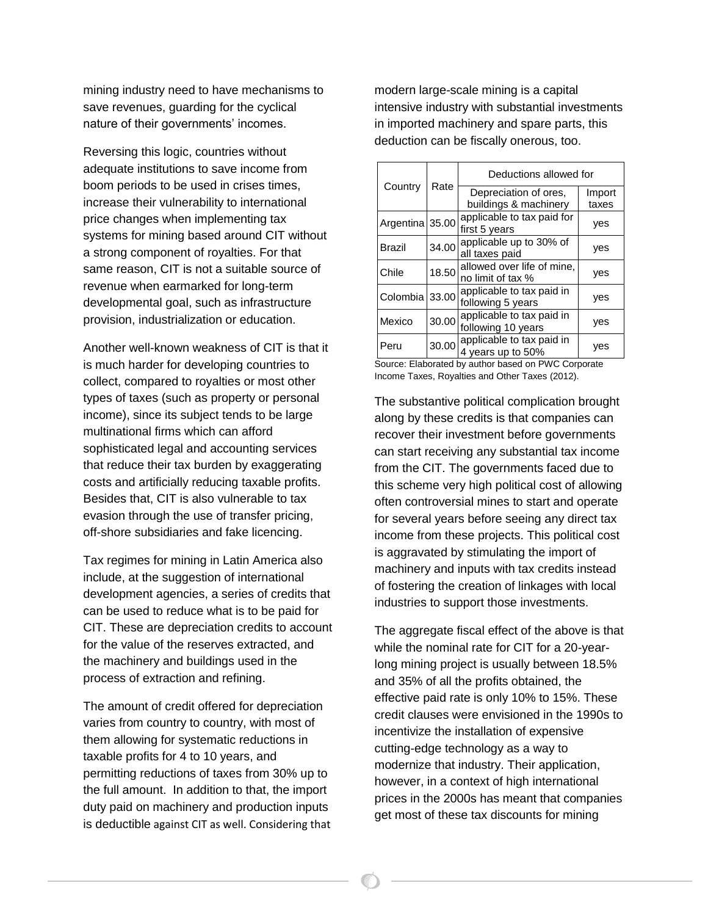mining industry need to have mechanisms to save revenues, guarding for the cyclical nature of their governments' incomes.

Reversing this logic, countries without adequate institutions to save income from boom periods to be used in crises times, increase their vulnerability to international price changes when implementing tax systems for mining based around CIT without a strong component of royalties. For that same reason, CIT is not a suitable source of revenue when earmarked for long-term developmental goal, such as infrastructure provision, industrialization or education.

Another well-known weakness of CIT is that it is much harder for developing countries to collect, compared to royalties or most other types of taxes (such as property or personal income), since its subject tends to be large multinational firms which can afford sophisticated legal and accounting services that reduce their tax burden by exaggerating costs and artificially reducing taxable profits. Besides that, CIT is also vulnerable to tax evasion through the use of transfer pricing, off-shore subsidiaries and fake licencing.

Tax regimes for mining in Latin America also include, at the suggestion of international development agencies, a series of credits that can be used to reduce what is to be paid for CIT. These are depreciation credits to account for the value of the reserves extracted, and the machinery and buildings used in the process of extraction and refining.

The amount of credit offered for depreciation varies from country to country, with most of them allowing for systematic reductions in taxable profits for 4 to 10 years, and permitting reductions of taxes from 30% up to the full amount. In addition to that, the import duty paid on machinery and production inputs is deductible against CIT as well. Considering that modern large-scale mining is a capital intensive industry with substantial investments in imported machinery and spare parts, this deduction can be fiscally onerous, too.

| Country | Rate | Deductions allowed for | |
|---|---|---|---|
| | | Depreciation of ores, buildings & machinery | Import taxes |
| Argentina | 35.00 | applicable to tax paid for first 5 years | yes |
| Brazil | 34.00 | applicable up to 30% of all taxes paid | yes |
| Chile | 18.50 | allowed over life of mine, no limit of tax % | yes |
| Colombia | 33.00 | applicable to tax paid in following 5 years | yes |
| Mexico | 30.00 | applicable to tax paid in following 10 years | yes |
| Peru | 30.00 | applicable to tax paid in 4 years up to 50% | yes |

Source: Elaborated by author based on PWC Corporate Income Taxes, Royalties and Other Taxes (2012).

The substantive political complication brought along by these credits is that companies can recover their investment before governments can start receiving any substantial tax income from the CIT. The governments faced due to this scheme very high political cost of allowing often controversial mines to start and operate for several years before seeing any direct tax income from these projects. This political cost is aggravated by stimulating the import of machinery and inputs with tax credits instead of fostering the creation of linkages with local industries to support those investments.

The aggregate fiscal effect of the above is that while the nominal rate for CIT for a 20-year-long mining project is usually between 18.5% and 35% of all the profits obtained, the effective paid rate is only 10% to 15%. These credit clauses were envisioned in the 1990s to incentivize the installation of expensive cutting-edge technology as a way to modernize that industry. Their application, however, in a context of high international prices in the 2000s has meant that companies get most of these tax discounts for mining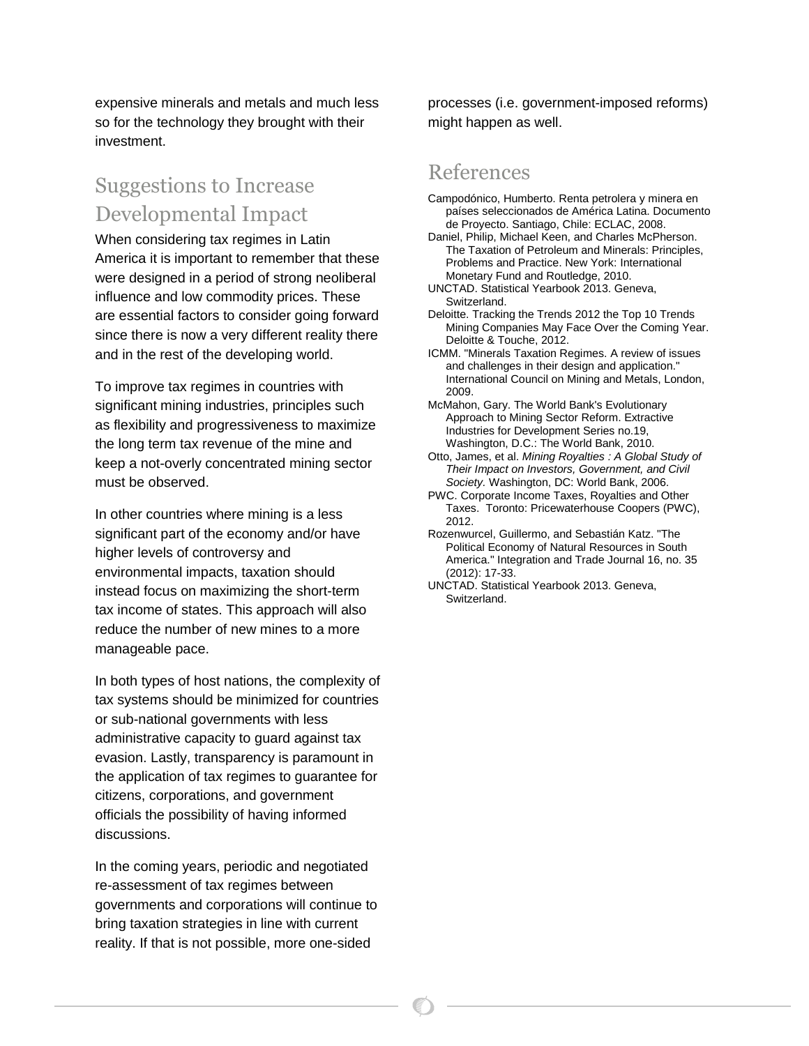expensive minerals and metals and much less so for the technology they brought with their investment.

## Suggestions to Increase Developmental Impact

When considering tax regimes in Latin America it is important to remember that these were designed in a period of strong neoliberal influence and low commodity prices. These are essential factors to consider going forward since there is now a very different reality there and in the rest of the developing world.

To improve tax regimes in countries with significant mining industries, principles such as flexibility and progressiveness to maximize the long term tax revenue of the mine and keep a not-overly concentrated mining sector must be observed.

In other countries where mining is a less significant part of the economy and/or have higher levels of controversy and environmental impacts, taxation should instead focus on maximizing the short-term tax income of states. This approach will also reduce the number of new mines to a more manageable pace.

In both types of host nations, the complexity of tax systems should be minimized for countries or sub-national governments with less administrative capacity to guard against tax evasion. Lastly, transparency is paramount in the application of tax regimes to guarantee for citizens, corporations, and government officials the possibility of having informed discussions.

In the coming years, periodic and negotiated re-assessment of tax regimes between governments and corporations will continue to bring taxation strategies in line with current reality. If that is not possible, more one-sided processes (i.e. government-imposed reforms) might happen as well.

## References

Campodónico, Humberto. Renta petrolera y minera en países seleccionados de América Latina. Documento de Proyecto. Santiago, Chile: ECLAC, 2008.

Daniel, Philip, Michael Keen, and Charles McPherson. The Taxation of Petroleum and Minerals: Principles, Problems and Practice. New York: International Monetary Fund and Routledge, 2010.

UNCTAD. Statistical Yearbook 2013. Geneva, Switzerland.

Deloitte. Tracking the Trends 2012 the Top 10 Trends Mining Companies May Face Over the Coming Year. Deloitte & Touche, 2012.

ICMM. "Minerals Taxation Regimes. A review of issues and challenges in their design and application." International Council on Mining and Metals, London, 2009.

McMahon, Gary. The World Bank's Evolutionary Approach to Mining Sector Reform. Extractive Industries for Development Series no.19, Washington, D.C.: The World Bank, 2010.

Otto, James, et al. *Mining Royalties : A Global Study of Their Impact on Investors, Government, and Civil Society.* Washington, DC: World Bank, 2006.

PWC. Corporate Income Taxes, Royalties and Other Taxes. Toronto: Pricewaterhouse Coopers (PWC), 2012.

Rozenwurcel, Guillermo, and Sebastián Katz. "The Political Economy of Natural Resources in South America." Integration and Trade Journal 16, no. 35 (2012): 17-33.

UNCTAD. Statistical Yearbook 2013. Geneva, Switzerland.